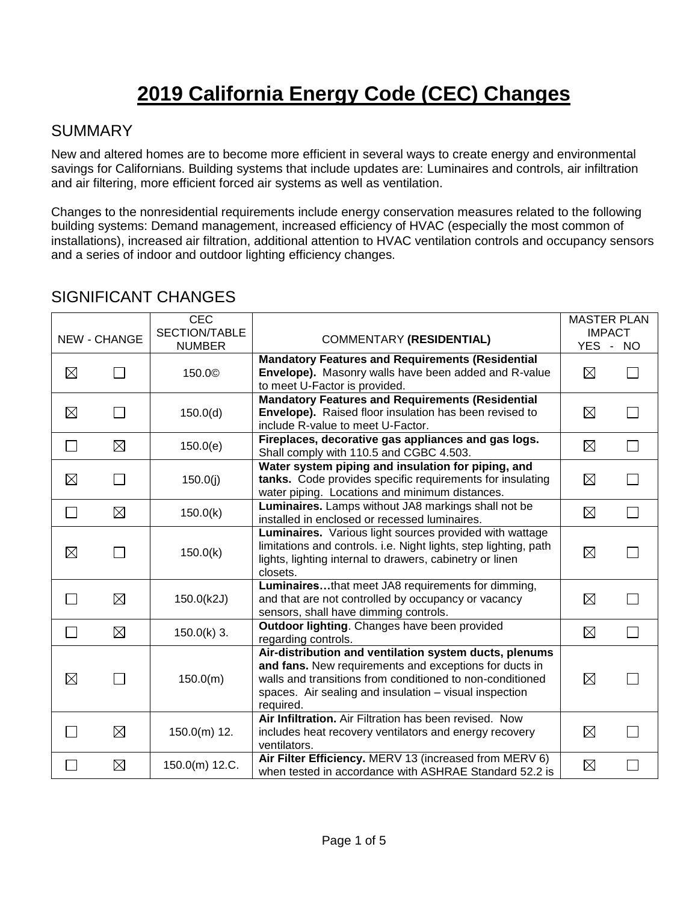# 2019 California Energy Code (CEC) Changes

## SUMMARY

New and altered homes are to become more efficient in several ways to create energy and environmental savings for Californians. Building systems that include updates are: Luminaires and controls, air infiltration and air filtering, more efficient forced air systems as well as ventilation.

Changes to the nonresidential requirements include energy conservation measures related to the following building systems: Demand management, increased efficiency of HVAC (especially the most common of installations), increased air filtration, additional attention to HVAC ventilation controls and occupancy sensors and a series of indoor and outdoor lighting efficiency changes.

## SIGNIFICANT CHANGES

| NEW | CHANGE | CEC SECTION/TABLE NUMBER | COMMENTARY **(RESIDENTIAL)** | MASTER PLAN IMPACT YES | NO |
|---|---|---|---|---|---|
| ☒ | ☐ | 150.0© | **Mandatory Features and Requirements (Residential Envelope).** Masonry walls have been added and R-value to meet U-Factor is provided. | ☒ | ☐ |
| ☒ | ☐ | 150.0(d) | **Mandatory Features and Requirements (Residential Envelope).** Raised floor insulation has been revised to include R-value to meet U-Factor. | ☒ | ☐ |
| ☐ | ☒ | 150.0(e) | **Fireplaces, decorative gas appliances and gas logs.** Shall comply with 110.5 and CGBC 4.503. | ☒ | ☐ |
| ☒ | ☐ | 150.0(j) | **Water system piping and insulation for piping, and tanks.** Code provides specific requirements for insulating water piping. Locations and minimum distances. | ☒ | ☐ |
| ☐ | ☒ | 150.0(k) | **Luminaires.** Lamps without JA8 markings shall not be installed in enclosed or recessed luminaires. | ☒ | ☐ |
| ☒ | ☐ | 150.0(k) | **Luminaires.** Various light sources provided with wattage limitations and controls. i.e. Night lights, step lighting, path lights, lighting internal to drawers, cabinetry or linen closets. | ☒ | ☐ |
| ☐ | ☒ | 150.0(k2J) | **Luminaires…**that meet JA8 requirements for dimming, and that are not controlled by occupancy or vacancy sensors, shall have dimming controls. | ☒ | ☐ |
| ☐ | ☒ | 150.0(k) 3. | **Outdoor lighting**. Changes have been provided regarding controls. | ☒ | ☐ |
| ☒ | ☐ | 150.0(m) | **Air-distribution and ventilation system ducts, plenums and fans.** New requirements and exceptions for ducts in walls and transitions from conditioned to non-conditioned spaces. Air sealing and insulation – visual inspection required. | ☒ | ☐ |
| ☐ | ☒ | 150.0(m) 12. | **Air Infiltration.** Air Filtration has been revised. Now includes heat recovery ventilators and energy recovery ventilators. | ☒ | ☐ |
| ☐ | ☒ | 150.0(m) 12.C. | **Air Filter Efficiency.** MERV 13 (increased from MERV 6) when tested in accordance with ASHRAE Standard 52.2 is | ☒ | ☐ |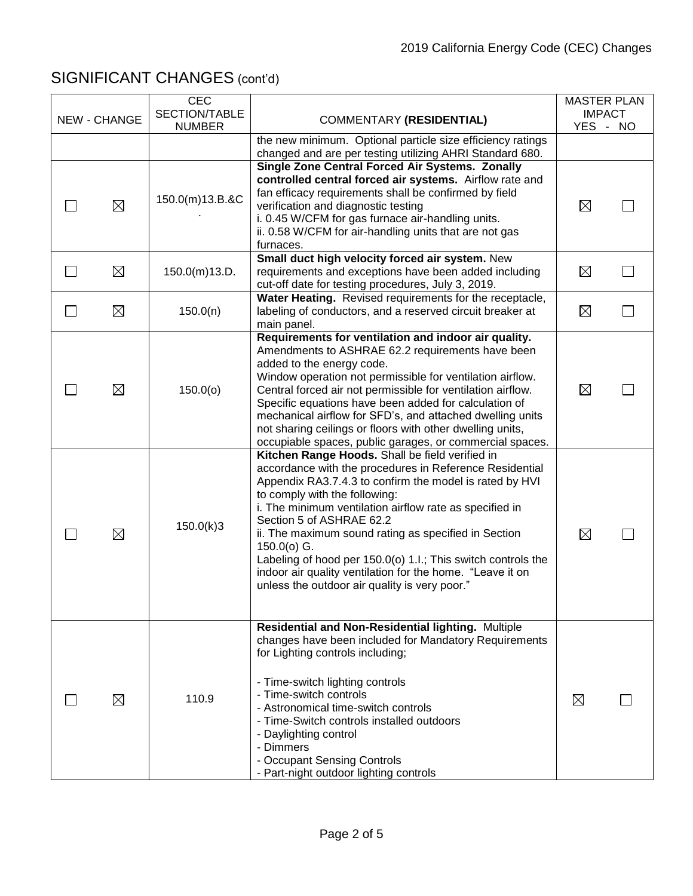## SIGNIFICANT CHANGES (cont'd)

| NEW - CHANGE | | CEC SECTION/TABLE NUMBER | COMMENTARY **(RESIDENTIAL)** | MASTER PLAN IMPACT YES | NO |
|---|---|---|---|---|---|
| | | | the new minimum. Optional particle size efficiency ratings changed and are per testing utilizing AHRI Standard 680. | | |
| ☐ | ☒ | 150.0(m)13.B.&C. | **Single Zone Central Forced Air Systems. Zonally controlled central forced air systems.** Airflow rate and fan efficacy requirements shall be confirmed by field verification and diagnostic testing<br>i. 0.45 W/CFM for gas furnace air-handling units.<br>ii. 0.58 W/CFM for air-handling units that are not gas furnaces. | ☒ | ☐ |
| ☐ | ☒ | 150.0(m)13.D. | **Small duct high velocity forced air system.** New requirements and exceptions have been added including cut-off date for testing procedures, July 3, 2019. | ☒ | ☐ |
| ☐ | ☒ | 150.0(n) | **Water Heating.** Revised requirements for the receptacle, labeling of conductors, and a reserved circuit breaker at main panel. | ☒ | ☐ |
| ☐ | ☒ | 150.0(o) | **Requirements for ventilation and indoor air quality.** Amendments to ASHRAE 62.2 requirements have been added to the energy code.<br>Window operation not permissible for ventilation airflow.<br>Central forced air not permissible for ventilation airflow.<br>Specific equations have been added for calculation of mechanical airflow for SFD's, and attached dwelling units not sharing ceilings or floors with other dwelling units, occupiable spaces, public garages, or commercial spaces. | ☒ | ☐ |
| ☐ | ☒ | 150.0(k)3 | **Kitchen Range Hoods.** Shall be field verified in accordance with the procedures in Reference Residential Appendix RA3.7.4.3 to confirm the model is rated by HVI to comply with the following:<br>i. The minimum ventilation airflow rate as specified in Section 5 of ASHRAE 62.2<br>ii. The maximum sound rating as specified in Section 150.0(o) G.<br>Labeling of hood per 150.0(o) 1.I.; This switch controls the indoor air quality ventilation for the home. "Leave it on unless the outdoor air quality is very poor." | ☒ | ☐ |
| ☐ | ☒ | 110.9 | **Residential and Non-Residential lighting.** Multiple changes have been included for Mandatory Requirements for Lighting controls including;<br><br>- Time-switch lighting controls<br>- Time-switch controls<br>- Astronomical time-switch controls<br>- Time-Switch controls installed outdoors<br>- Daylighting control<br>- Dimmers<br>- Occupant Sensing Controls<br>- Part-night outdoor lighting controls | ☒ | ☐ |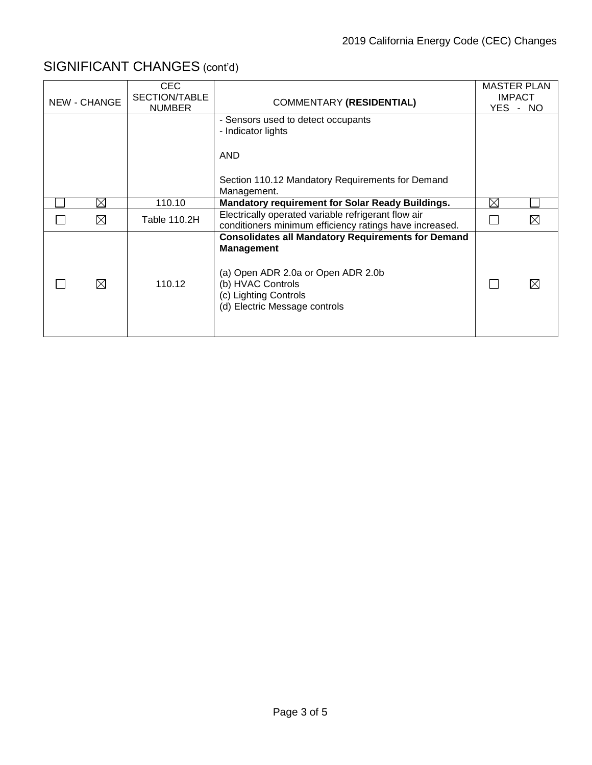## SIGNIFICANT CHANGES (cont'd)

| NEW | CHANGE | CEC SECTION/TABLE NUMBER | COMMENTARY **(RESIDENTIAL)** | MASTER PLAN IMPACT YES | NO |
|---|---|---|---|---|---|
| | | | - Sensors used to detect occupants<br>- Indicator lights<br><br>AND<br><br>Section 110.12 Mandatory Requirements for Demand Management. | | |
| ☐ | ☒ | 110.10 | **Mandatory requirement for Solar Ready Buildings.** | ☒ | ☐ |
| ☐ | ☒ | Table 110.2H | Electrically operated variable refrigerant flow air conditioners minimum efficiency ratings have increased. | ☐ | ☒ |
| ☐ | ☒ | 110.12 | **Consolidates all Mandatory Requirements for Demand Management**<br><br>(a) Open ADR 2.0a or Open ADR 2.0b<br>(b) HVAC Controls<br>(c) Lighting Controls<br>(d) Electric Message controls | ☐ | ☒ |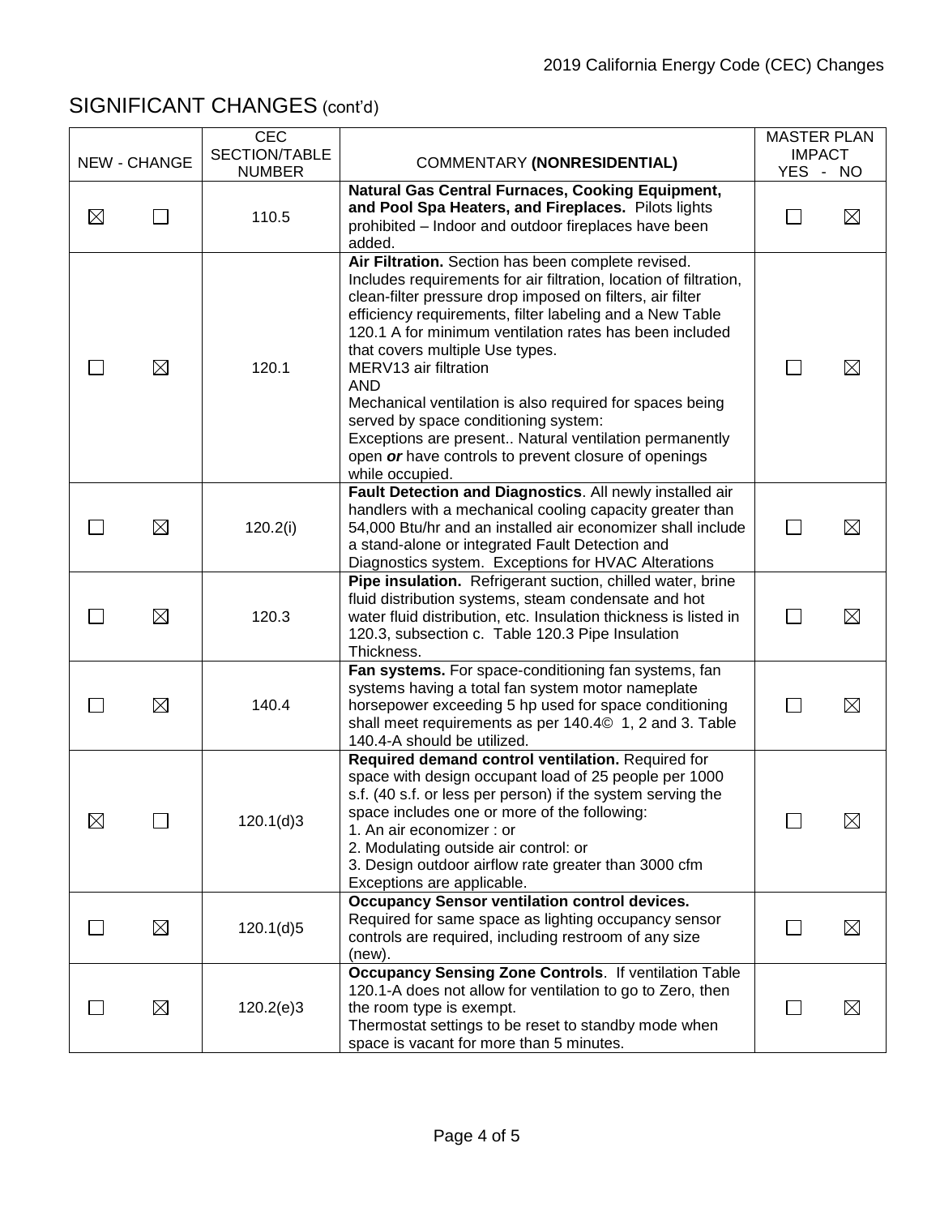## SIGNIFICANT CHANGES (cont'd)

| NEW | CHANGE | CEC SECTION/TABLE NUMBER | COMMENTARY **(NONRESIDENTIAL)** | MASTER PLAN IMPACT YES | NO |
|---|---|---|---|---|---|
| ☒ | ☐ | 110.5 | **Natural Gas Central Furnaces, Cooking Equipment, and Pool Spa Heaters, and Fireplaces.** Pilots lights prohibited – Indoor and outdoor fireplaces have been added. | ☐ | ☒ |
| ☐ | ☒ | 120.1 | **Air Filtration.** Section has been complete revised. Includes requirements for air filtration, location of filtration, clean-filter pressure drop imposed on filters, air filter efficiency requirements, filter labeling and a New Table 120.1 A for minimum ventilation rates has been included that covers multiple Use types.<br>MERV13 air filtration<br>AND<br>Mechanical ventilation is also required for spaces being served by space conditioning system:<br>Exceptions are present.. Natural ventilation permanently open ***or*** have controls to prevent closure of openings while occupied. | ☐ | ☒ |
| ☐ | ☒ | 120.2(i) | **Fault Detection and Diagnostics**. All newly installed air handlers with a mechanical cooling capacity greater than 54,000 Btu/hr and an installed air economizer shall include a stand-alone or integrated Fault Detection and Diagnostics system. Exceptions for HVAC Alterations | ☐ | ☒ |
| ☐ | ☒ | 120.3 | **Pipe insulation.** Refrigerant suction, chilled water, brine fluid distribution systems, steam condensate and hot water fluid distribution, etc. Insulation thickness is listed in 120.3, subsection c. Table 120.3 Pipe Insulation Thickness. | ☐ | ☒ |
| ☐ | ☒ | 140.4 | **Fan systems.** For space-conditioning fan systems, fan systems having a total fan system motor nameplate horsepower exceeding 5 hp used for space conditioning shall meet requirements as per 140.4© 1, 2 and 3. Table 140.4-A should be utilized. | ☐ | ☒ |
| ☒ | ☐ | 120.1(d)3 | **Required demand control ventilation.** Required for space with design occupant load of 25 people per 1000 s.f. (40 s.f. or less per person) if the system serving the space includes one or more of the following:<br>1. An air economizer : or<br>2. Modulating outside air control: or<br>3. Design outdoor airflow rate greater than 3000 cfm<br>Exceptions are applicable. | ☐ | ☒ |
| ☐ | ☒ | 120.1(d)5 | **Occupancy Sensor ventilation control devices.** Required for same space as lighting occupancy sensor controls are required, including restroom of any size (new). | ☐ | ☒ |
| ☐ | ☒ | 120.2(e)3 | **Occupancy Sensing Zone Controls**. If ventilation Table 120.1-A does not allow for ventilation to go to Zero, then the room type is exempt.<br>Thermostat settings to be reset to standby mode when space is vacant for more than 5 minutes. | ☐ | ☒ |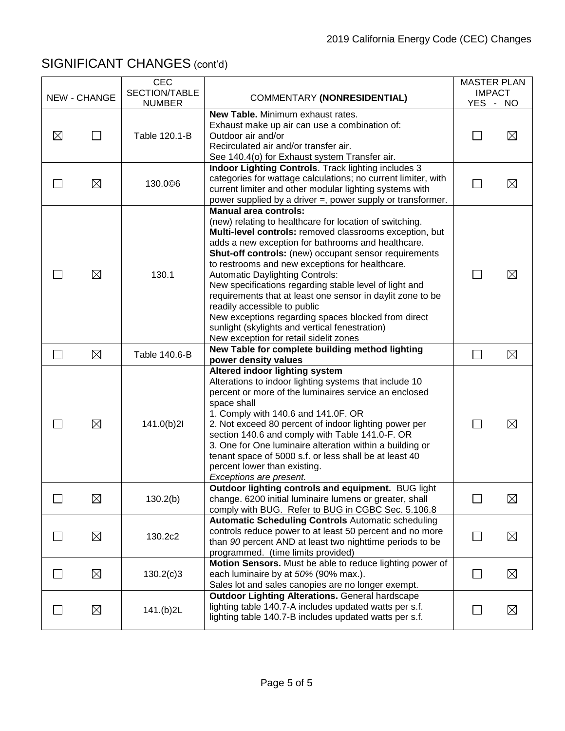## SIGNIFICANT CHANGES (cont'd)

| NEW | CHANGE | CEC SECTION/TABLE NUMBER | COMMENTARY **(NONRESIDENTIAL)** | MASTER PLAN IMPACT YES | NO |
|---|---|---|---|---|---|
| ☒ | ☐ | Table 120.1-B | **New Table.** Minimum exhaust rates.<br>Exhaust make up air can use a combination of:<br>Outdoor air and/or<br>Recirculated air and/or transfer air.<br>See 140.4(o) for Exhaust system Transfer air. | ☐ | ☒ |
| ☐ | ☒ | 130.0©6 | **Indoor Lighting Controls**. Track lighting includes 3 categories for wattage calculations; no current limiter, with current limiter and other modular lighting systems with power supplied by a driver =, power supply or transformer. | ☐ | ☒ |
| ☐ | ☒ | 130.1 | **Manual area controls:**<br>(new) relating to healthcare for location of switching.<br>**Multi-level controls:** removed classrooms exception, but adds a new exception for bathrooms and healthcare.<br>**Shut-off controls:** (new) occupant sensor requirements to restrooms and new exceptions for healthcare.<br>Automatic Daylighting Controls:<br>New specifications regarding stable level of light and requirements that at least one sensor in daylit zone to be readily accessible to public<br>New exceptions regarding spaces blocked from direct sunlight (skylights and vertical fenestration)<br>New exception for retail sidelit zones | ☐ | ☒ |
| ☐ | ☒ | Table 140.6-B | **New Table for complete building method lighting power density values** | ☐ | ☒ |
| ☐ | ☒ | 141.0(b)2I | **Altered indoor lighting system**<br>Alterations to indoor lighting systems that include 10 percent or more of the luminaires service an enclosed space shall<br>1. Comply with 140.6 and 141.0F. OR<br>2. Not exceed 80 percent of indoor lighting power per section 140.6 and comply with Table 141.0-F. OR<br>3. One for One luminaire alteration within a building or tenant space of 5000 s.f. or less shall be at least 40 percent lower than existing.<br>*Exceptions are present.* | ☐ | ☒ |
| ☐ | ☒ | 130.2(b) | **Outdoor lighting controls and equipment.** BUG light change. 6200 initial luminaire lumens or greater, shall comply with BUG. Refer to BUG in CGBC Sec. 5.106.8 | ☐ | ☒ |
| ☐ | ☒ | 130.2c2 | **Automatic Scheduling Controls** Automatic scheduling controls reduce power to at least 50 percent and no more than *90* percent AND at least two nighttime periods to be programmed. (time limits provided) | ☐ | ☒ |
| ☐ | ☒ | 130.2(c)3 | **Motion Sensors.** Must be able to reduce lighting power of each luminaire by at *50%* (90% max.).<br>Sales lot and sales canopies are no longer exempt. | ☐ | ☒ |
| ☐ | ☒ | 141.(b)2L | **Outdoor Lighting Alterations.** General hardscape lighting table 140.7-A includes updated watts per s.f. lighting table 140.7-B includes updated watts per s.f. | ☐ | ☒ |